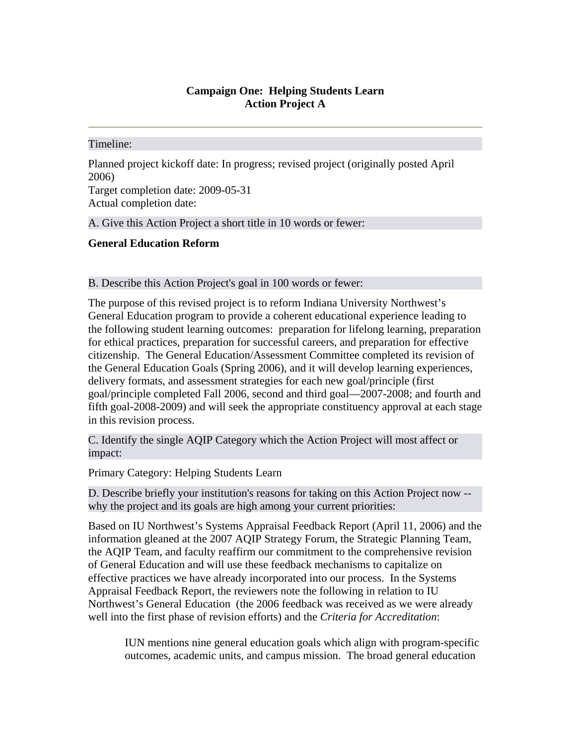# Campaign One: Helping Students Learn
## Action Project A

---

Timeline:

Planned project kickoff date: In progress; revised project (originally posted April 2006)
Target completion date: 2009-05-31
Actual completion date:

A. Give this Action Project a short title in 10 words or fewer:

**General Education Reform**

B. Describe this Action Project's goal in 100 words or fewer:

The purpose of this revised project is to reform Indiana University Northwest's General Education program to provide a coherent educational experience leading to the following student learning outcomes: preparation for lifelong learning, preparation for ethical practices, preparation for successful careers, and preparation for effective citizenship. The General Education/Assessment Committee completed its revision of the General Education Goals (Spring 2006), and it will develop learning experiences, delivery formats, and assessment strategies for each new goal/principle (first goal/principle completed Fall 2006, second and third goal—2007-2008; and fourth and fifth goal-2008-2009) and will seek the appropriate constituency approval at each stage in this revision process.

C. Identify the single AQIP Category which the Action Project will most affect or impact:

Primary Category: Helping Students Learn

D. Describe briefly your institution's reasons for taking on this Action Project now -- why the project and its goals are high among your current priorities:

Based on IU Northwest's Systems Appraisal Feedback Report (April 11, 2006) and the information gleaned at the 2007 AQIP Strategy Forum, the Strategic Planning Team, the AQIP Team, and faculty reaffirm our commitment to the comprehensive revision of General Education and will use these feedback mechanisms to capitalize on effective practices we have already incorporated into our process. In the Systems Appraisal Feedback Report, the reviewers note the following in relation to IU Northwest's General Education (the 2006 feedback was received as we were already well into the first phase of revision efforts) and the *Criteria for Accreditation*:

> IUN mentions nine general education goals which align with program-specific outcomes, academic units, and campus mission. The broad general education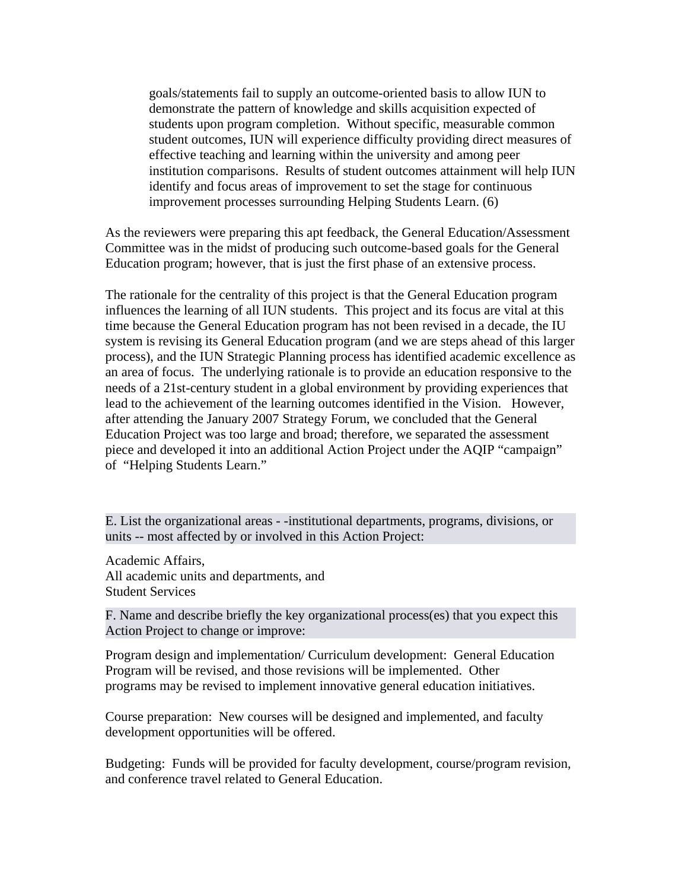> goals/statements fail to supply an outcome-oriented basis to allow IUN to demonstrate the pattern of knowledge and skills acquisition expected of students upon program completion. Without specific, measurable common student outcomes, IUN will experience difficulty providing direct measures of effective teaching and learning within the university and among peer institution comparisons. Results of student outcomes attainment will help IUN identify and focus areas of improvement to set the stage for continuous improvement processes surrounding Helping Students Learn. (6)

As the reviewers were preparing this apt feedback, the General Education/Assessment Committee was in the midst of producing such outcome-based goals for the General Education program; however, that is just the first phase of an extensive process.

The rationale for the centrality of this project is that the General Education program influences the learning of all IUN students. This project and its focus are vital at this time because the General Education program has not been revised in a decade, the IU system is revising its General Education program (and we are steps ahead of this larger process), and the IUN Strategic Planning process has identified academic excellence as an area of focus. The underlying rationale is to provide an education responsive to the needs of a 21st-century student in a global environment by providing experiences that lead to the achievement of the learning outcomes identified in the Vision. However, after attending the January 2007 Strategy Forum, we concluded that the General Education Project was too large and broad; therefore, we separated the assessment piece and developed it into an additional Action Project under the AQIP "campaign" of "Helping Students Learn."

E. List the organizational areas - -institutional departments, programs, divisions, or units -- most affected by or involved in this Action Project:

Academic Affairs,
All academic units and departments, and
Student Services

F. Name and describe briefly the key organizational process(es) that you expect this Action Project to change or improve:

Program design and implementation/ Curriculum development: General Education Program will be revised, and those revisions will be implemented. Other programs may be revised to implement innovative general education initiatives.

Course preparation: New courses will be designed and implemented, and faculty development opportunities will be offered.

Budgeting: Funds will be provided for faculty development, course/program revision, and conference travel related to General Education.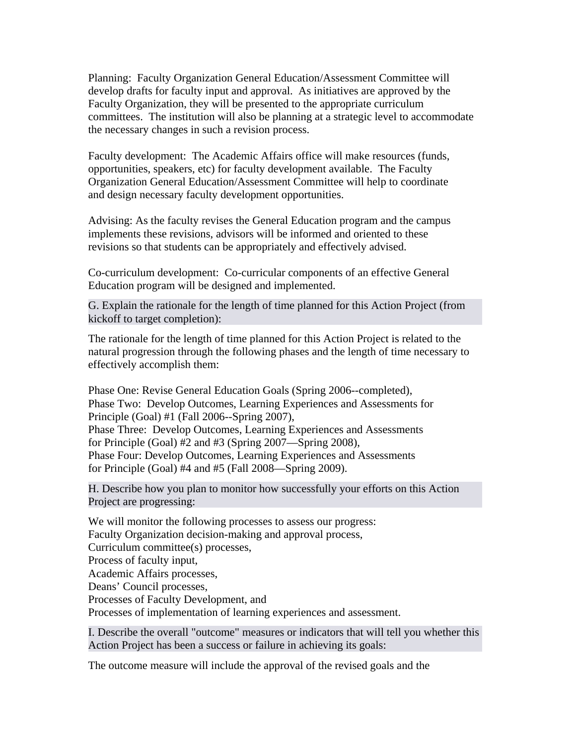Planning: Faculty Organization General Education/Assessment Committee will develop drafts for faculty input and approval. As initiatives are approved by the Faculty Organization, they will be presented to the appropriate curriculum committees. The institution will also be planning at a strategic level to accommodate the necessary changes in such a revision process.

Faculty development: The Academic Affairs office will make resources (funds, opportunities, speakers, etc) for faculty development available. The Faculty Organization General Education/Assessment Committee will help to coordinate and design necessary faculty development opportunities.

Advising: As the faculty revises the General Education program and the campus implements these revisions, advisors will be informed and oriented to these revisions so that students can be appropriately and effectively advised.

Co-curriculum development: Co-curricular components of an effective General Education program will be designed and implemented.

**G. Explain the rationale for the length of time planned for this Action Project (from kickoff to target completion):**

The rationale for the length of time planned for this Action Project is related to the natural progression through the following phases and the length of time necessary to effectively accomplish them:

Phase One: Revise General Education Goals (Spring 2006--completed),
Phase Two: Develop Outcomes, Learning Experiences and Assessments for Principle (Goal) #1 (Fall 2006--Spring 2007),
Phase Three: Develop Outcomes, Learning Experiences and Assessments for Principle (Goal) #2 and #3 (Spring 2007—Spring 2008),
Phase Four: Develop Outcomes, Learning Experiences and Assessments for Principle (Goal) #4 and #5 (Fall 2008—Spring 2009).

**H. Describe how you plan to monitor how successfully your efforts on this Action Project are progressing:**

We will monitor the following processes to assess our progress:
Faculty Organization decision-making and approval process,
Curriculum committee(s) processes,
Process of faculty input,
Academic Affairs processes,
Deans' Council processes,
Processes of Faculty Development, and
Processes of implementation of learning experiences and assessment.

**I. Describe the overall "outcome" measures or indicators that will tell you whether this Action Project has been a success or failure in achieving its goals:**

The outcome measure will include the approval of the revised goals and the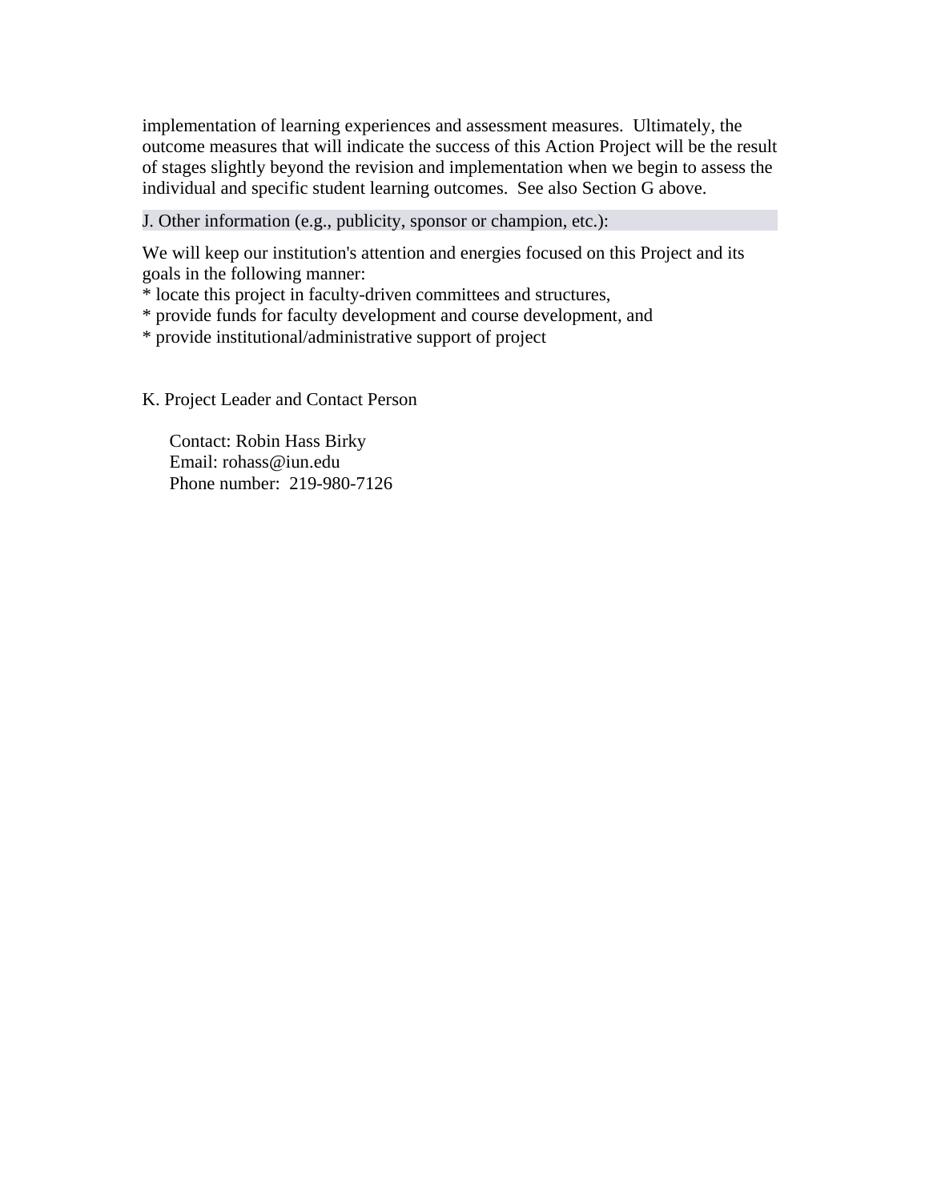implementation of learning experiences and assessment measures. Ultimately, the outcome measures that will indicate the success of this Action Project will be the result of stages slightly beyond the revision and implementation when we begin to assess the individual and specific student learning outcomes. See also Section G above.

## J. Other information (e.g., publicity, sponsor or champion, etc.):

We will keep our institution's attention and energies focused on this Project and its goals in the following manner:

* locate this project in faculty-driven committees and structures,
* provide funds for faculty development and course development, and
* provide institutional/administrative support of project

## K. Project Leader and Contact Person

Contact: Robin Hass Birky
Email: rohass@iun.edu
Phone number: 219-980-7126